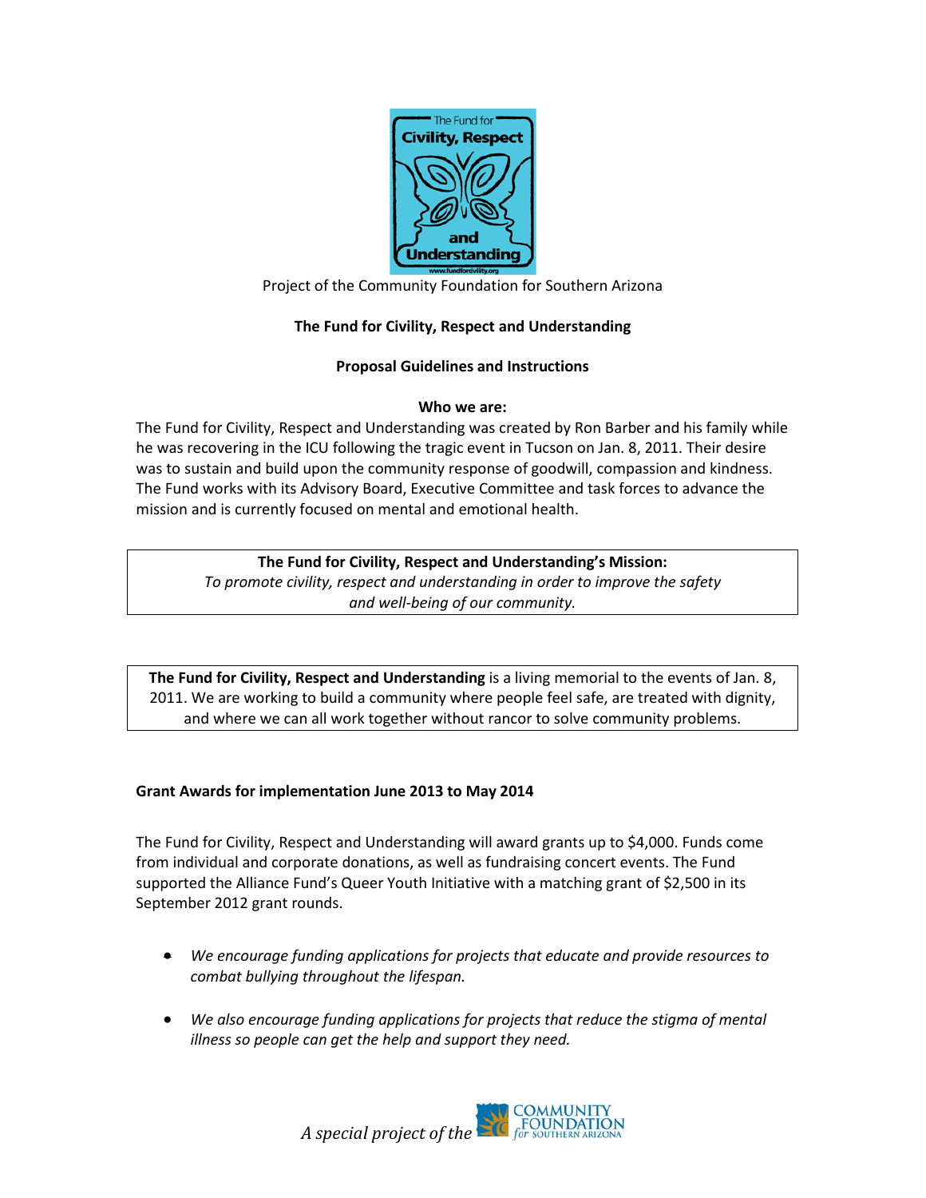Project of the Community Foundation for Southern Arizona

**The Fund for Civility, Respect and Understanding**

**Proposal Guidelines and Instructions**

**Who we are:**

The Fund for Civility, Respect and Understanding was created by Ron Barber and his family while he was recovering in the ICU following the tragic event in Tucson on Jan. 8, 2011. Their desire was to sustain and build upon the community response of goodwill, compassion and kindness. The Fund works with its Advisory Board, Executive Committee and task forces to advance the mission and is currently focused on mental and emotional health.

**The Fund for Civility, Respect and Understanding's Mission:**
*To promote civility, respect and understanding in order to improve the safety and well-being of our community.*

**The Fund for Civility, Respect and Understanding** is a living memorial to the events of Jan. 8, 2011. We are working to build a community where people feel safe, are treated with dignity, and where we can all work together without rancor to solve community problems.

**Grant Awards for implementation June 2013 to May 2014**

The Fund for Civility, Respect and Understanding will award grants up to $4,000. Funds come from individual and corporate donations, as well as fundraising concert events. The Fund supported the Alliance Fund's Queer Youth Initiative with a matching grant of $2,500 in its September 2012 grant rounds.

- *We encourage funding applications for projects that educate and provide resources to combat bullying throughout the lifespan.*
- *We also encourage funding applications for projects that reduce the stigma of mental illness so people can get the help and support they need.*

*A special project of the* Community Foundation for Southern Arizona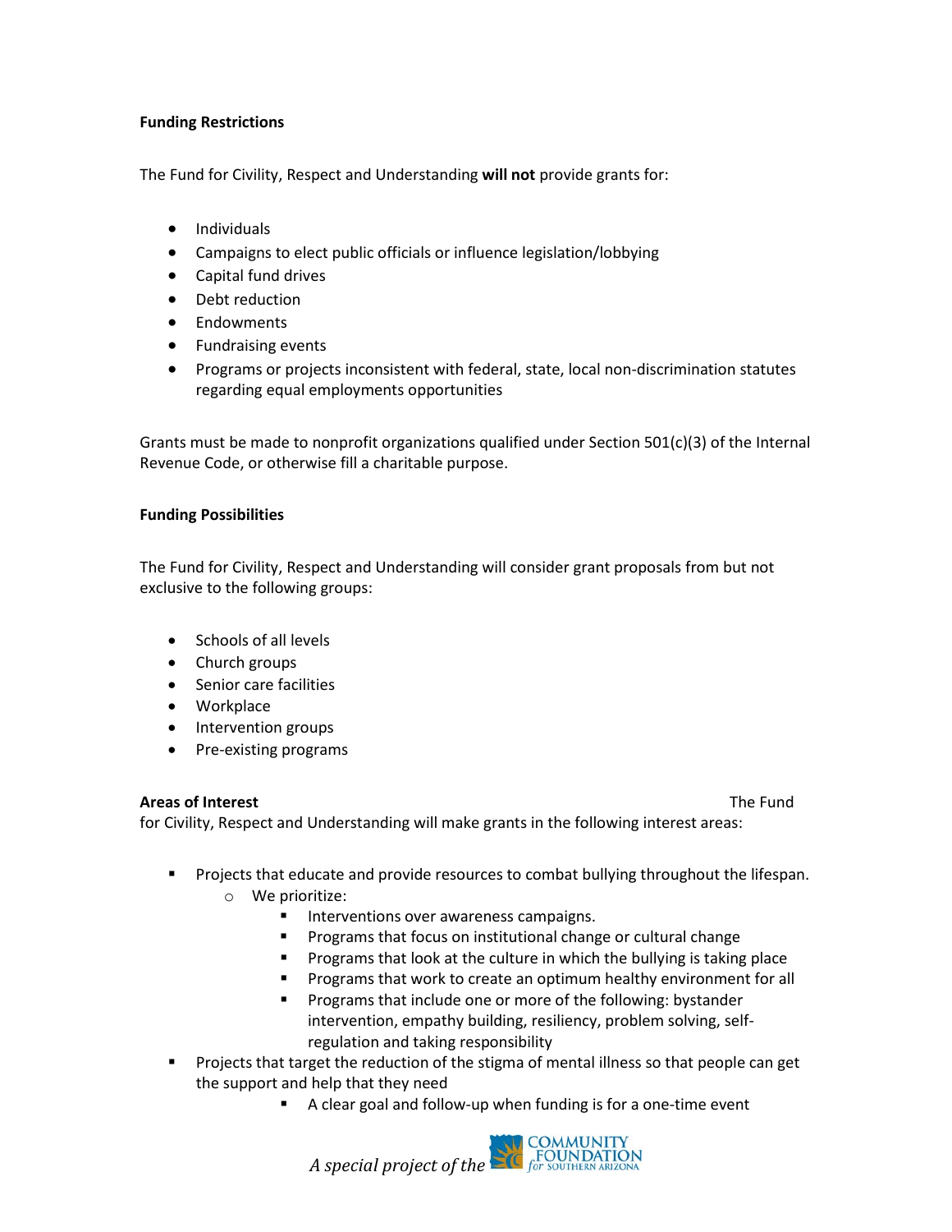**Funding Restrictions**

The Fund for Civility, Respect and Understanding **will not** provide grants for:

- Individuals
- Campaigns to elect public officials or influence legislation/lobbying
- Capital fund drives
- Debt reduction
- Endowments
- Fundraising events
- Programs or projects inconsistent with federal, state, local non-discrimination statutes regarding equal employments opportunities

Grants must be made to nonprofit organizations qualified under Section 501(c)(3) of the Internal Revenue Code, or otherwise fill a charitable purpose.

**Funding Possibilities**

The Fund for Civility, Respect and Understanding will consider grant proposals from but not exclusive to the following groups:

- Schools of all levels
- Church groups
- Senior care facilities
- Workplace
- Intervention groups
- Pre-existing programs

**Areas of Interest**

The Fund for Civility, Respect and Understanding will make grants in the following interest areas:

- Projects that educate and provide resources to combat bullying throughout the lifespan.
  - We prioritize:
    - Interventions over awareness campaigns.
    - Programs that focus on institutional change or cultural change
    - Programs that look at the culture in which the bullying is taking place
    - Programs that work to create an optimum healthy environment for all
    - Programs that include one or more of the following: bystander intervention, empathy building, resiliency, problem solving, self-regulation and taking responsibility
- Projects that target the reduction of the stigma of mental illness so that people can get the support and help that they need
    - A clear goal and follow-up when funding is for a one-time event

*A special project of the* Community Foundation for Southern Arizona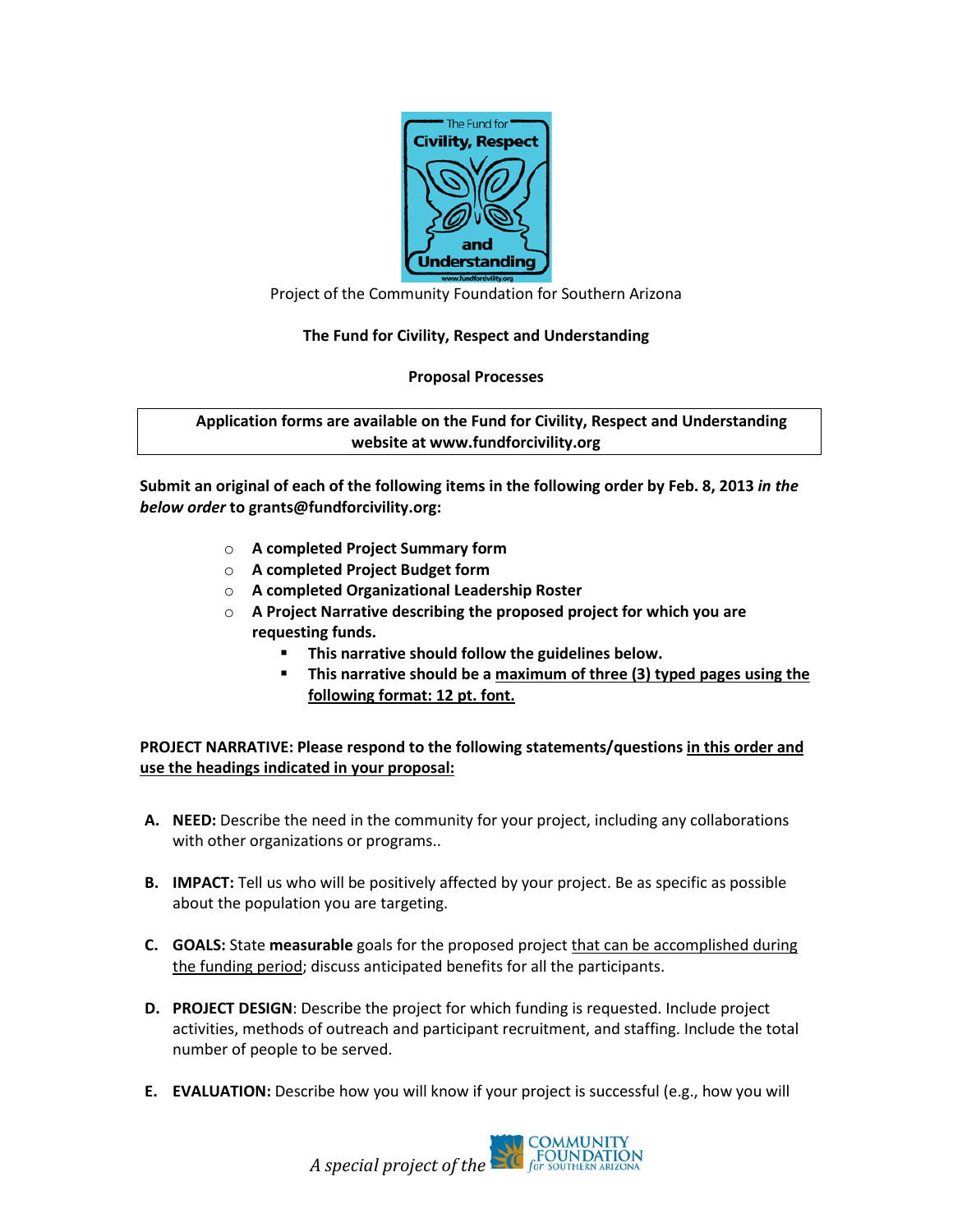Project of the Community Foundation for Southern Arizona

**The Fund for Civility, Respect and Understanding**

**Proposal Processes**

| **Application forms are available on the Fund for Civility, Respect and Understanding website at www.fundforcivility.org** |
|---|

**Submit an original of each of the following items in the following order by Feb. 8, 2013** ***in the below order*** **to grants@fundforcivility.org:**

- **A completed Project Summary form**
- **A completed Project Budget form**
- **A completed Organizational Leadership Roster**
- **A Project Narrative describing the proposed project for which you are requesting funds.**
  - **This narrative should follow the guidelines below.**
  - **This narrative should be a** **<u>maximum of three (3) typed pages using the following format: 12 pt. font.</u>**

**PROJECT NARRATIVE: Please respond to the following statements/questions** **<u>in this order and use the headings indicated in your proposal:</u>**

A. **NEED:** Describe the need in the community for your project, including any collaborations with other organizations or programs..

B. **IMPACT:** Tell us who will be positively affected by your project. Be as specific as possible about the population you are targeting.

C. **GOALS:** State **measurable** goals for the proposed project <u>that can be accomplished during the funding period</u>; discuss anticipated benefits for all the participants.

D. **PROJECT DESIGN**: Describe the project for which funding is requested. Include project activities, methods of outreach and participant recruitment, and staffing. Include the total number of people to be served.

E. **EVALUATION:** Describe how you will know if your project is successful (e.g., how you will

*A special project of the* Community Foundation for Southern Arizona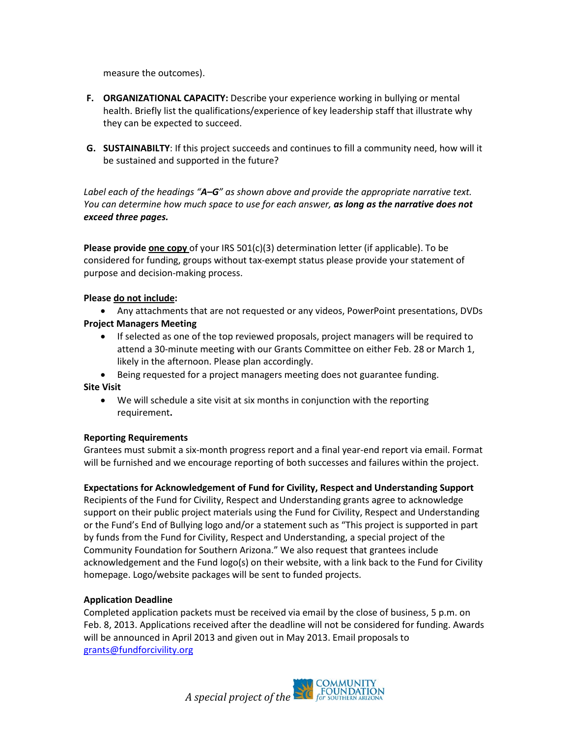measure the outcomes).

**F. ORGANIZATIONAL CAPACITY:** Describe your experience working in bullying or mental health. Briefly list the qualifications/experience of key leadership staff that illustrate why they can be expected to succeed.

**G. SUSTAINABILTY**: If this project succeeds and continues to fill a community need, how will it be sustained and supported in the future?

*Label each of the headings "**A–G**" as shown above and provide the appropriate narrative text. You can determine how much space to use for each answer, **as long as the narrative does not exceed three pages.***

**Please provide one copy** of your IRS 501(c)(3) determination letter (if applicable). To be considered for funding, groups without tax-exempt status please provide your statement of purpose and decision-making process.

**Please do not include:**

- Any attachments that are not requested or any videos, PowerPoint presentations, DVDs

**Project Managers Meeting**

- If selected as one of the top reviewed proposals, project managers will be required to attend a 30-minute meeting with our Grants Committee on either Feb. 28 or March 1, likely in the afternoon. Please plan accordingly.
- Being requested for a project managers meeting does not guarantee funding.

**Site Visit**

- We will schedule a site visit at six months in conjunction with the reporting requirement**.**

**Reporting Requirements**

Grantees must submit a six-month progress report and a final year-end report via email. Format will be furnished and we encourage reporting of both successes and failures within the project.

**Expectations for Acknowledgement of Fund for Civility, Respect and Understanding Support**

Recipients of the Fund for Civility, Respect and Understanding grants agree to acknowledge support on their public project materials using the Fund for Civility, Respect and Understanding or the Fund's End of Bullying logo and/or a statement such as "This project is supported in part by funds from the Fund for Civility, Respect and Understanding, a special project of the Community Foundation for Southern Arizona." We also request that grantees include acknowledgement and the Fund logo(s) on their website, with a link back to the Fund for Civility homepage. Logo/website packages will be sent to funded projects.

**Application Deadline**

Completed application packets must be received via email by the close of business, 5 p.m. on Feb. 8, 2013. Applications received after the deadline will not be considered for funding. Awards will be announced in April 2013 and given out in May 2013. Email proposals to grants@fundforcivility.org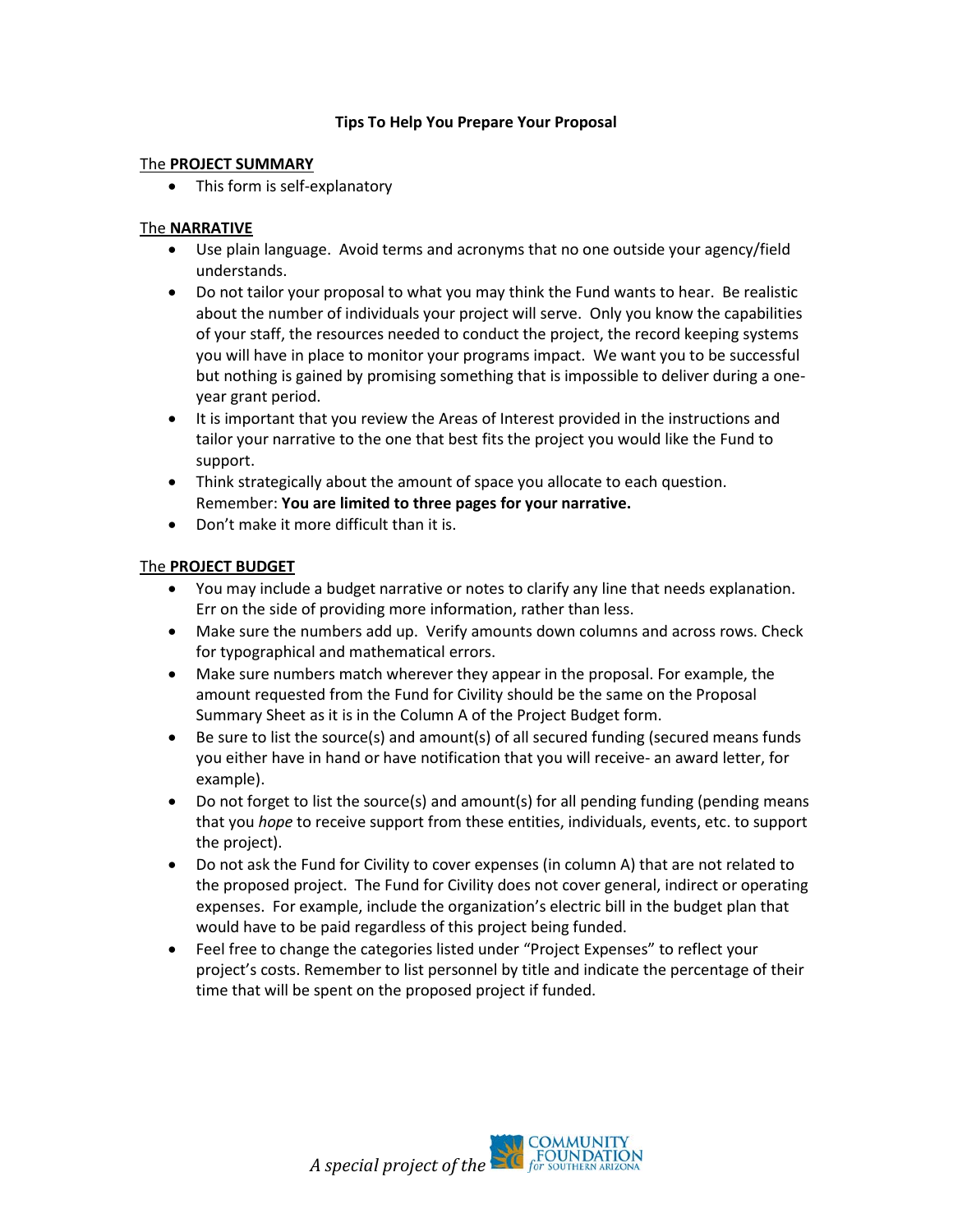**Tips To Help You Prepare Your Proposal**

The **PROJECT SUMMARY**

- This form is self-explanatory

The **NARRATIVE**

- Use plain language. Avoid terms and acronyms that no one outside your agency/field understands.
- Do not tailor your proposal to what you may think the Fund wants to hear. Be realistic about the number of individuals your project will serve. Only you know the capabilities of your staff, the resources needed to conduct the project, the record keeping systems you will have in place to monitor your programs impact. We want you to be successful but nothing is gained by promising something that is impossible to deliver during a one-year grant period.
- It is important that you review the Areas of Interest provided in the instructions and tailor your narrative to the one that best fits the project you would like the Fund to support.
- Think strategically about the amount of space you allocate to each question. Remember: **You are limited to three pages for your narrative.**
- Don't make it more difficult than it is.

The **PROJECT BUDGET**

- You may include a budget narrative or notes to clarify any line that needs explanation. Err on the side of providing more information, rather than less.
- Make sure the numbers add up. Verify amounts down columns and across rows. Check for typographical and mathematical errors.
- Make sure numbers match wherever they appear in the proposal. For example, the amount requested from the Fund for Civility should be the same on the Proposal Summary Sheet as it is in the Column A of the Project Budget form.
- Be sure to list the source(s) and amount(s) of all secured funding (secured means funds you either have in hand or have notification that you will receive- an award letter, for example).
- Do not forget to list the source(s) and amount(s) for all pending funding (pending means that you *hope* to receive support from these entities, individuals, events, etc. to support the project).
- Do not ask the Fund for Civility to cover expenses (in column A) that are not related to the proposed project. The Fund for Civility does not cover general, indirect or operating expenses. For example, include the organization's electric bill in the budget plan that would have to be paid regardless of this project being funded.
- Feel free to change the categories listed under "Project Expenses" to reflect your project's costs. Remember to list personnel by title and indicate the percentage of their time that will be spent on the proposed project if funded.

*A special project of the* COMMUNITY FOUNDATION for SOUTHERN ARIZONA